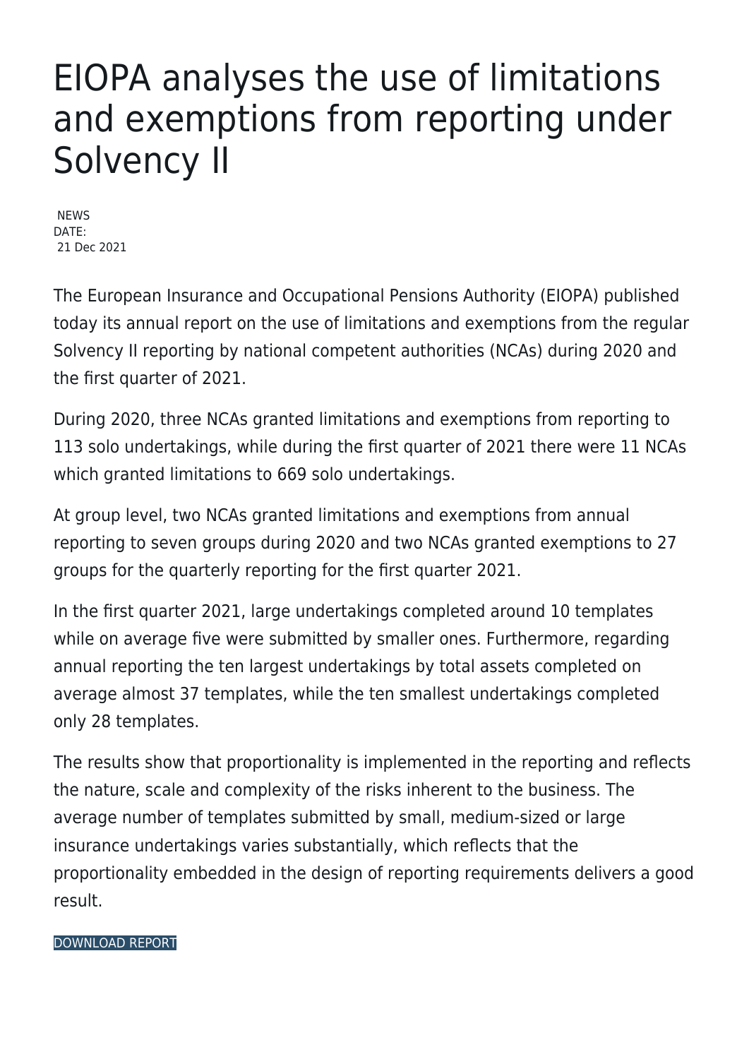# EIOPA analyses the use of limitations and exemptions from reporting under Solvency II

NEWS
DATE:
21 Dec 2021

The European Insurance and Occupational Pensions Authority (EIOPA) published today its annual report on the use of limitations and exemptions from the regular Solvency II reporting by national competent authorities (NCAs) during 2020 and the first quarter of 2021.

During 2020, three NCAs granted limitations and exemptions from reporting to 113 solo undertakings, while during the first quarter of 2021 there were 11 NCAs which granted limitations to 669 solo undertakings.

At group level, two NCAs granted limitations and exemptions from annual reporting to seven groups during 2020 and two NCAs granted exemptions to 27 groups for the quarterly reporting for the first quarter 2021.

In the first quarter 2021, large undertakings completed around 10 templates while on average five were submitted by smaller ones. Furthermore, regarding annual reporting the ten largest undertakings by total assets completed on average almost 37 templates, while the ten smallest undertakings completed only 28 templates.

The results show that proportionality is implemented in the reporting and reflects the nature, scale and complexity of the risks inherent to the business. The average number of templates submitted by small, medium-sized or large insurance undertakings varies substantially, which reflects that the proportionality embedded in the design of reporting requirements delivers a good result.

DOWNLOAD REPORT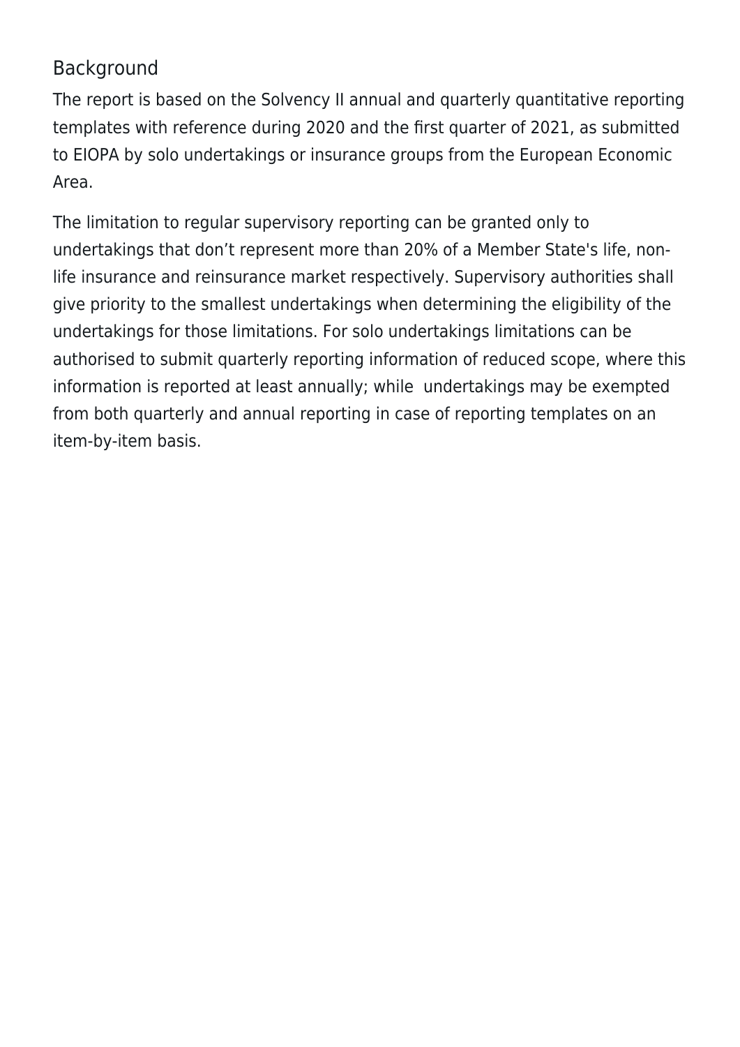## Background

The report is based on the Solvency II annual and quarterly quantitative reporting templates with reference during 2020 and the first quarter of 2021, as submitted to EIOPA by solo undertakings or insurance groups from the European Economic Area.

The limitation to regular supervisory reporting can be granted only to undertakings that don't represent more than 20% of a Member State's life, non-life insurance and reinsurance market respectively. Supervisory authorities shall give priority to the smallest undertakings when determining the eligibility of the undertakings for those limitations. For solo undertakings limitations can be authorised to submit quarterly reporting information of reduced scope, where this information is reported at least annually; while undertakings may be exempted from both quarterly and annual reporting in case of reporting templates on an item-by-item basis.